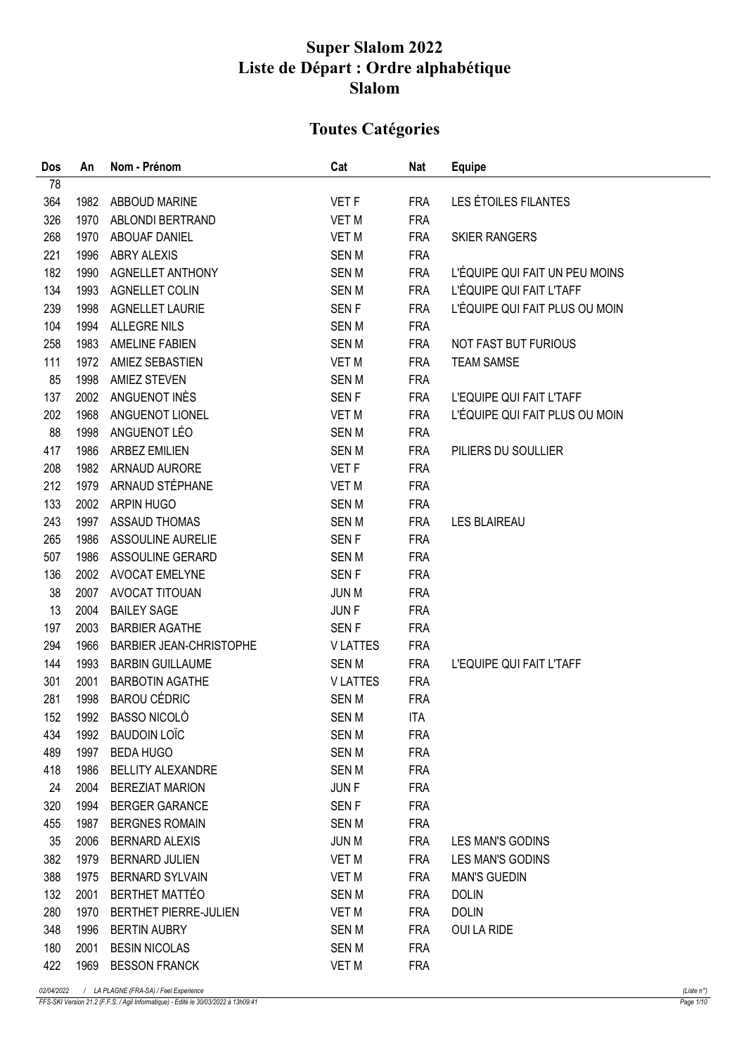# Super Slalom 2022
# Liste de Départ : Ordre alphabétique
# Slalom

## Toutes Catégories

| Dos | An | Nom - Prénom | Cat | Nat | Equipe |
|---|---|---|---|---|---|
| 78 | | | | | |
| 364 | 1982 | ABBOUD MARINE | VET F | FRA | LES ÉTOILES FILANTES |
| 326 | 1970 | ABLONDI BERTRAND | VET M | FRA | |
| 268 | 1970 | ABOUAF DANIEL | VET M | FRA | SKIER RANGERS |
| 221 | 1996 | ABRY ALEXIS | SEN M | FRA | |
| 182 | 1990 | AGNELLET ANTHONY | SEN M | FRA | L'ÉQUIPE QUI FAIT UN PEU MOINS |
| 134 | 1993 | AGNELLET COLIN | SEN M | FRA | L'ÉQUIPE QUI FAIT L'TAFF |
| 239 | 1998 | AGNELLET LAURIE | SEN F | FRA | L'ÉQUIPE QUI FAIT PLUS OU MOIN |
| 104 | 1994 | ALLEGRE NILS | SEN M | FRA | |
| 258 | 1983 | AMELINE FABIEN | SEN M | FRA | NOT FAST BUT FURIOUS |
| 111 | 1972 | AMIEZ SEBASTIEN | VET M | FRA | TEAM SAMSE |
| 85 | 1998 | AMIEZ STEVEN | SEN M | FRA | |
| 137 | 2002 | ANGUENOT INÈS | SEN F | FRA | L'EQUIPE QUI FAIT L'TAFF |
| 202 | 1968 | ANGUENOT LIONEL | VET M | FRA | L'ÉQUIPE QUI FAIT PLUS OU MOIN |
| 88 | 1998 | ANGUENOT LÉO | SEN M | FRA | |
| 417 | 1986 | ARBEZ EMILIEN | SEN M | FRA | PILIERS DU SOULLIER |
| 208 | 1982 | ARNAUD AURORE | VET F | FRA | |
| 212 | 1979 | ARNAUD STÉPHANE | VET M | FRA | |
| 133 | 2002 | ARPIN HUGO | SEN M | FRA | |
| 243 | 1997 | ASSAUD THOMAS | SEN M | FRA | LES BLAIREAU |
| 265 | 1986 | ASSOULINE AURELIE | SEN F | FRA | |
| 507 | 1986 | ASSOULINE GERARD | SEN M | FRA | |
| 136 | 2002 | AVOCAT EMELYNE | SEN F | FRA | |
| 38 | 2007 | AVOCAT TITOUAN | JUN M | FRA | |
| 13 | 2004 | BAILEY SAGE | JUN F | FRA | |
| 197 | 2003 | BARBIER AGATHE | SEN F | FRA | |
| 294 | 1966 | BARBIER JEAN-CHRISTOPHE | V LATTES | FRA | |
| 144 | 1993 | BARBIN GUILLAUME | SEN M | FRA | L'EQUIPE QUI FAIT L'TAFF |
| 301 | 2001 | BARBOTIN AGATHE | V LATTES | FRA | |
| 281 | 1998 | BAROU CÉDRIC | SEN M | FRA | |
| 152 | 1992 | BASSO NICOLÒ | SEN M | ITA | |
| 434 | 1992 | BAUDOIN LOÏC | SEN M | FRA | |
| 489 | 1997 | BEDA HUGO | SEN M | FRA | |
| 418 | 1986 | BELLITY ALEXANDRE | SEN M | FRA | |
| 24 | 2004 | BEREZIAT MARION | JUN F | FRA | |
| 320 | 1994 | BERGER GARANCE | SEN F | FRA | |
| 455 | 1987 | BERGNES ROMAIN | SEN M | FRA | |
| 35 | 2006 | BERNARD ALEXIS | JUN M | FRA | LES MAN'S GODINS |
| 382 | 1979 | BERNARD JULIEN | VET M | FRA | LES MAN'S GODINS |
| 388 | 1975 | BERNARD SYLVAIN | VET M | FRA | MAN'S GUEDIN |
| 132 | 2001 | BERTHET MATTÉO | SEN M | FRA | DOLIN |
| 280 | 1970 | BERTHET PIERRE-JULIEN | VET M | FRA | DOLIN |
| 348 | 1996 | BERTIN AUBRY | SEN M | FRA | OUI LA RIDE |
| 180 | 2001 | BESIN NICOLAS | SEN M | FRA | |
| 422 | 1969 | BESSON FRANCK | VET M | FRA | |

*02/04/2022 / LA PLAGNE (FRA-SA) / Feel Experience* *(Liste n°)*

*FFS-SKI Version 21.2 (F.F.S. / Agil Informatique) - Edité le 30/03/2022 à 13h09:41*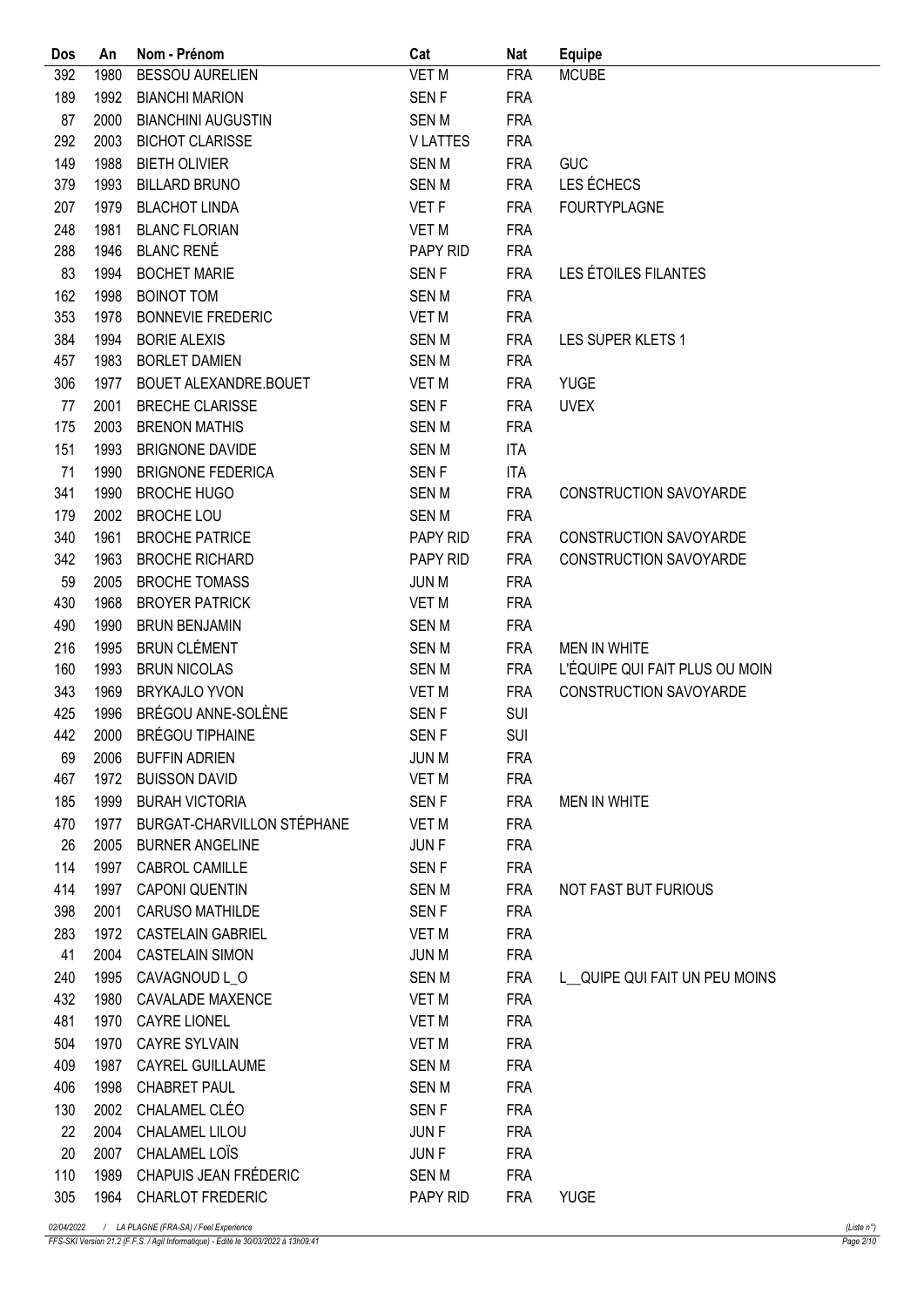| Dos | An | Nom - Prénom | Cat | Nat | Equipe |
|---|---|---|---|---|---|
| 392 | 1980 | BESSOU AURELIEN | VET M | FRA | MCUBE |
| 189 | 1992 | BIANCHI MARION | SEN F | FRA | |
| 87 | 2000 | BIANCHINI AUGUSTIN | SEN M | FRA | |
| 292 | 2003 | BICHOT CLARISSE | V LATTES | FRA | |
| 149 | 1988 | BIETH OLIVIER | SEN M | FRA | GUC |
| 379 | 1993 | BILLARD BRUNO | SEN M | FRA | LES ÉCHECS |
| 207 | 1979 | BLACHOT LINDA | VET F | FRA | FOURTYPLAGNE |
| 248 | 1981 | BLANC FLORIAN | VET M | FRA | |
| 288 | 1946 | BLANC RENÉ | PAPY RID | FRA | |
| 83 | 1994 | BOCHET MARIE | SEN F | FRA | LES ÉTOILES FILANTES |
| 162 | 1998 | BOINOT TOM | SEN M | FRA | |
| 353 | 1978 | BONNEVIE FREDERIC | VET M | FRA | |
| 384 | 1994 | BORIE ALEXIS | SEN M | FRA | LES SUPER KLETS 1 |
| 457 | 1983 | BORLET DAMIEN | SEN M | FRA | |
| 306 | 1977 | BOUET ALEXANDRE.BOUET | VET M | FRA | YUGE |
| 77 | 2001 | BRECHE CLARISSE | SEN F | FRA | UVEX |
| 175 | 2003 | BRENON MATHIS | SEN M | FRA | |
| 151 | 1993 | BRIGNONE DAVIDE | SEN M | ITA | |
| 71 | 1990 | BRIGNONE FEDERICA | SEN F | ITA | |
| 341 | 1990 | BROCHE HUGO | SEN M | FRA | CONSTRUCTION SAVOYARDE |
| 179 | 2002 | BROCHE LOU | SEN M | FRA | |
| 340 | 1961 | BROCHE PATRICE | PAPY RID | FRA | CONSTRUCTION SAVOYARDE |
| 342 | 1963 | BROCHE RICHARD | PAPY RID | FRA | CONSTRUCTION SAVOYARDE |
| 59 | 2005 | BROCHE TOMASS | JUN M | FRA | |
| 430 | 1968 | BROYER PATRICK | VET M | FRA | |
| 490 | 1990 | BRUN BENJAMIN | SEN M | FRA | |
| 216 | 1995 | BRUN CLÉMENT | SEN M | FRA | MEN IN WHITE |
| 160 | 1993 | BRUN NICOLAS | SEN M | FRA | L'ÉQUIPE QUI FAIT PLUS OU MOIN |
| 343 | 1969 | BRYKAJLO YVON | VET M | FRA | CONSTRUCTION SAVOYARDE |
| 425 | 1996 | BRÉGOU ANNE-SOLÈNE | SEN F | SUI | |
| 442 | 2000 | BRÉGOU TIPHAINE | SEN F | SUI | |
| 69 | 2006 | BUFFIN ADRIEN | JUN M | FRA | |
| 467 | 1972 | BUISSON DAVID | VET M | FRA | |
| 185 | 1999 | BURAH VICTORIA | SEN F | FRA | MEN IN WHITE |
| 470 | 1977 | BURGAT-CHARVILLON STÉPHANE | VET M | FRA | |
| 26 | 2005 | BURNER ANGELINE | JUN F | FRA | |
| 114 | 1997 | CABROL CAMILLE | SEN F | FRA | |
| 414 | 1997 | CAPONI QUENTIN | SEN M | FRA | NOT FAST BUT FURIOUS |
| 398 | 2001 | CARUSO MATHILDE | SEN F | FRA | |
| 283 | 1972 | CASTELAIN GABRIEL | VET M | FRA | |
| 41 | 2004 | CASTELAIN SIMON | JUN M | FRA | |
| 240 | 1995 | CAVAGNOUD L_O | SEN M | FRA | L__QUIPE QUI FAIT UN PEU MOINS |
| 432 | 1980 | CAVALADE MAXENCE | VET M | FRA | |
| 481 | 1970 | CAYRE LIONEL | VET M | FRA | |
| 504 | 1970 | CAYRE SYLVAIN | VET M | FRA | |
| 409 | 1987 | CAYREL GUILLAUME | SEN M | FRA | |
| 406 | 1998 | CHABRET PAUL | SEN M | FRA | |
| 130 | 2002 | CHALAMEL CLÉO | SEN F | FRA | |
| 22 | 2004 | CHALAMEL LILOU | JUN F | FRA | |
| 20 | 2007 | CHALAMEL LOÏS | JUN F | FRA | |
| 110 | 1989 | CHAPUIS JEAN FRÉDERIC | SEN M | FRA | |
| 305 | 1964 | CHARLOT FREDERIC | PAPY RID | FRA | YUGE |

02/04/2022 / LA PLAGNE (FRA-SA) / Feel Experience (Liste n°)

FFS-SKI Version 21.2 (F.F.S. / Agil Informatique) - Edité le 30/03/2022 à 13h09:41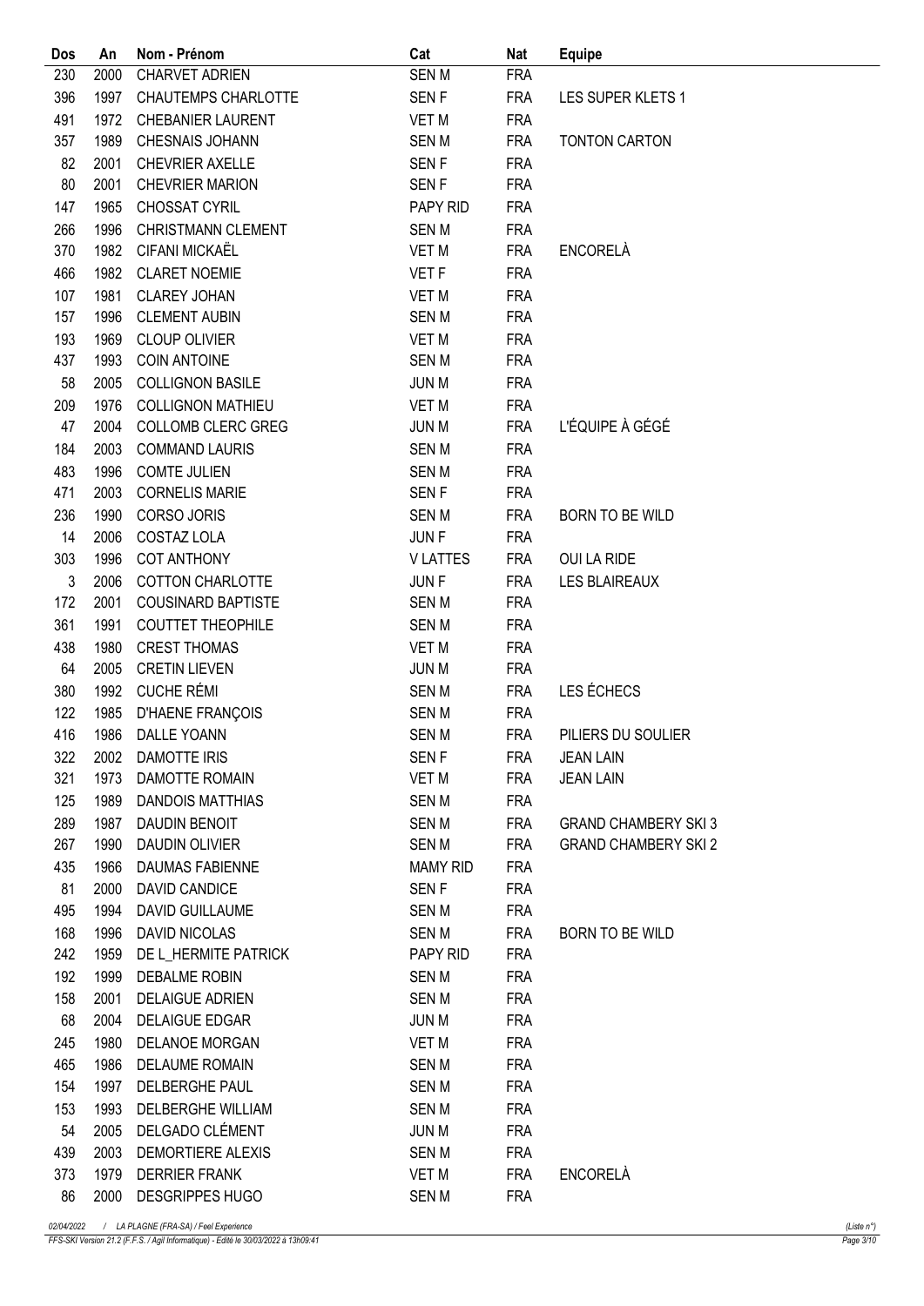| Dos | An | Nom - Prénom | Cat | Nat | Equipe |
|---|---|---|---|---|---|
| 230 | 2000 | CHARVET ADRIEN | SEN M | FRA | |
| 396 | 1997 | CHAUTEMPS CHARLOTTE | SEN F | FRA | LES SUPER KLETS 1 |
| 491 | 1972 | CHEBANIER LAURENT | VET M | FRA | |
| 357 | 1989 | CHESNAIS JOHANN | SEN M | FRA | TONTON CARTON |
| 82 | 2001 | CHEVRIER AXELLE | SEN F | FRA | |
| 80 | 2001 | CHEVRIER MARION | SEN F | FRA | |
| 147 | 1965 | CHOSSAT CYRIL | PAPY RID | FRA | |
| 266 | 1996 | CHRISTMANN CLEMENT | SEN M | FRA | |
| 370 | 1982 | CIFANI MICKAËL | VET M | FRA | ENCORELÀ |
| 466 | 1982 | CLARET NOEMIE | VET F | FRA | |
| 107 | 1981 | CLAREY JOHAN | VET M | FRA | |
| 157 | 1996 | CLEMENT AUBIN | SEN M | FRA | |
| 193 | 1969 | CLOUP OLIVIER | VET M | FRA | |
| 437 | 1993 | COIN ANTOINE | SEN M | FRA | |
| 58 | 2005 | COLLIGNON BASILE | JUN M | FRA | |
| 209 | 1976 | COLLIGNON MATHIEU | VET M | FRA | |
| 47 | 2004 | COLLOMB CLERC GREG | JUN M | FRA | L'ÉQUIPE À GÉGÉ |
| 184 | 2003 | COMMAND LAURIS | SEN M | FRA | |
| 483 | 1996 | COMTE JULIEN | SEN M | FRA | |
| 471 | 2003 | CORNELIS MARIE | SEN F | FRA | |
| 236 | 1990 | CORSO JORIS | SEN M | FRA | BORN TO BE WILD |
| 14 | 2006 | COSTAZ LOLA | JUN F | FRA | |
| 303 | 1996 | COT ANTHONY | V LATTES | FRA | OUI LA RIDE |
| 3 | 2006 | COTTON CHARLOTTE | JUN F | FRA | LES BLAIREAUX |
| 172 | 2001 | COUSINARD BAPTISTE | SEN M | FRA | |
| 361 | 1991 | COUTTET THEOPHILE | SEN M | FRA | |
| 438 | 1980 | CREST THOMAS | VET M | FRA | |
| 64 | 2005 | CRETIN LIEVEN | JUN M | FRA | |
| 380 | 1992 | CUCHE RÉMI | SEN M | FRA | LES ÉCHECS |
| 122 | 1985 | D'HAENE FRANÇOIS | SEN M | FRA | |
| 416 | 1986 | DALLE YOANN | SEN M | FRA | PILIERS DU SOULIER |
| 322 | 2002 | DAMOTTE IRIS | SEN F | FRA | JEAN LAIN |
| 321 | 1973 | DAMOTTE ROMAIN | VET M | FRA | JEAN LAIN |
| 125 | 1989 | DANDOIS MATTHIAS | SEN M | FRA | |
| 289 | 1987 | DAUDIN BENOIT | SEN M | FRA | GRAND CHAMBERY SKI 3 |
| 267 | 1990 | DAUDIN OLIVIER | SEN M | FRA | GRAND CHAMBERY SKI 2 |
| 435 | 1966 | DAUMAS FABIENNE | MAMY RID | FRA | |
| 81 | 2000 | DAVID CANDICE | SEN F | FRA | |
| 495 | 1994 | DAVID GUILLAUME | SEN M | FRA | |
| 168 | 1996 | DAVID NICOLAS | SEN M | FRA | BORN TO BE WILD |
| 242 | 1959 | DE L_HERMITE PATRICK | PAPY RID | FRA | |
| 192 | 1999 | DEBALME ROBIN | SEN M | FRA | |
| 158 | 2001 | DELAIGUE ADRIEN | SEN M | FRA | |
| 68 | 2004 | DELAIGUE EDGAR | JUN M | FRA | |
| 245 | 1980 | DELANOE MORGAN | VET M | FRA | |
| 465 | 1986 | DELAUME ROMAIN | SEN M | FRA | |
| 154 | 1997 | DELBERGHE PAUL | SEN M | FRA | |
| 153 | 1993 | DELBERGHE WILLIAM | SEN M | FRA | |
| 54 | 2005 | DELGADO CLÉMENT | JUN M | FRA | |
| 439 | 2003 | DEMORTIERE ALEXIS | SEN M | FRA | |
| 373 | 1979 | DERRIER FRANK | VET M | FRA | ENCORELÀ |
| 86 | 2000 | DESGRIPPES HUGO | SEN M | FRA | |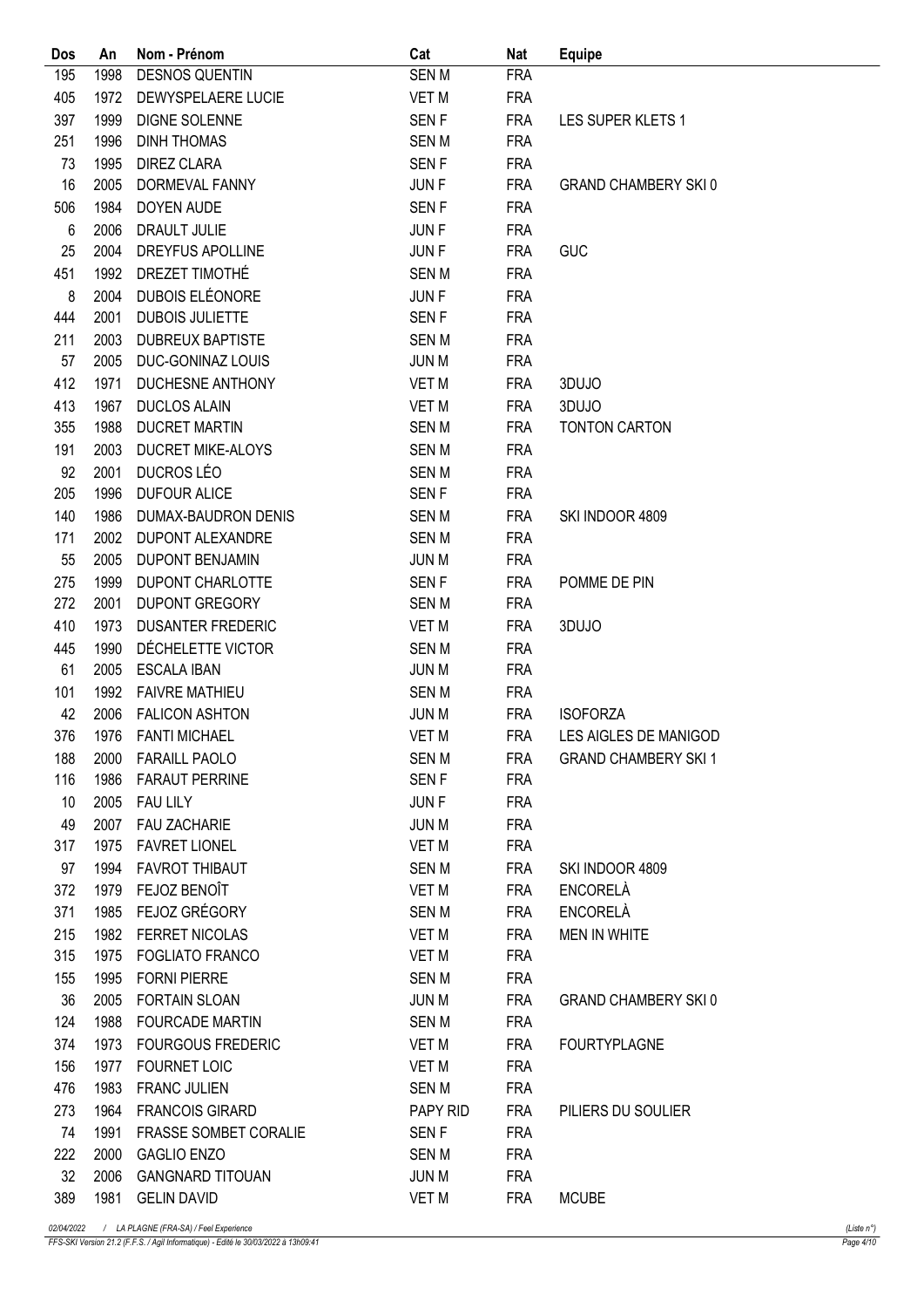| Dos | An | Nom - Prénom | Cat | Nat | Equipe |
|---|---|---|---|---|---|
| 195 | 1998 | DESNOS QUENTIN | SEN M | FRA | |
| 405 | 1972 | DEWYSPELAERE LUCIE | VET M | FRA | |
| 397 | 1999 | DIGNE SOLENNE | SEN F | FRA | LES SUPER KLETS 1 |
| 251 | 1996 | DINH THOMAS | SEN M | FRA | |
| 73 | 1995 | DIREZ CLARA | SEN F | FRA | |
| 16 | 2005 | DORMEVAL FANNY | JUN F | FRA | GRAND CHAMBERY SKI 0 |
| 506 | 1984 | DOYEN AUDE | SEN F | FRA | |
| 6 | 2006 | DRAULT JULIE | JUN F | FRA | |
| 25 | 2004 | DREYFUS APOLLINE | JUN F | FRA | GUC |
| 451 | 1992 | DREZET TIMOTHÉ | SEN M | FRA | |
| 8 | 2004 | DUBOIS ELÉONORE | JUN F | FRA | |
| 444 | 2001 | DUBOIS JULIETTE | SEN F | FRA | |
| 211 | 2003 | DUBREUX BAPTISTE | SEN M | FRA | |
| 57 | 2005 | DUC-GONINAZ LOUIS | JUN M | FRA | |
| 412 | 1971 | DUCHESNE ANTHONY | VET M | FRA | 3DUJO |
| 413 | 1967 | DUCLOS ALAIN | VET M | FRA | 3DUJO |
| 355 | 1988 | DUCRET MARTIN | SEN M | FRA | TONTON CARTON |
| 191 | 2003 | DUCRET MIKE-ALOYS | SEN M | FRA | |
| 92 | 2001 | DUCROS LÉO | SEN M | FRA | |
| 205 | 1996 | DUFOUR ALICE | SEN F | FRA | |
| 140 | 1986 | DUMAX-BAUDRON DENIS | SEN M | FRA | SKI INDOOR 4809 |
| 171 | 2002 | DUPONT ALEXANDRE | SEN M | FRA | |
| 55 | 2005 | DUPONT BENJAMIN | JUN M | FRA | |
| 275 | 1999 | DUPONT CHARLOTTE | SEN F | FRA | POMME DE PIN |
| 272 | 2001 | DUPONT GREGORY | SEN M | FRA | |
| 410 | 1973 | DUSANTER FREDERIC | VET M | FRA | 3DUJO |
| 445 | 1990 | DÉCHELETTE VICTOR | SEN M | FRA | |
| 61 | 2005 | ESCALA IBAN | JUN M | FRA | |
| 101 | 1992 | FAIVRE MATHIEU | SEN M | FRA | |
| 42 | 2006 | FALICON ASHTON | JUN M | FRA | ISOFORZA |
| 376 | 1976 | FANTI MICHAEL | VET M | FRA | LES AIGLES DE MANIGOD |
| 188 | 2000 | FARAILL PAOLO | SEN M | FRA | GRAND CHAMBERY SKI 1 |
| 116 | 1986 | FARAUT PERRINE | SEN F | FRA | |
| 10 | 2005 | FAU LILY | JUN F | FRA | |
| 49 | 2007 | FAU ZACHARIE | JUN M | FRA | |
| 317 | 1975 | FAVRET LIONEL | VET M | FRA | |
| 97 | 1994 | FAVROT THIBAUT | SEN M | FRA | SKI INDOOR 4809 |
| 372 | 1979 | FEJOZ BENOÎT | VET M | FRA | ENCORELÀ |
| 371 | 1985 | FEJOZ GRÉGORY | SEN M | FRA | ENCORELÀ |
| 215 | 1982 | FERRET NICOLAS | VET M | FRA | MEN IN WHITE |
| 315 | 1975 | FOGLIATO FRANCO | VET M | FRA | |
| 155 | 1995 | FORNI PIERRE | SEN M | FRA | |
| 36 | 2005 | FORTAIN SLOAN | JUN M | FRA | GRAND CHAMBERY SKI 0 |
| 124 | 1988 | FOURCADE MARTIN | SEN M | FRA | |
| 374 | 1973 | FOURGOUS FREDERIC | VET M | FRA | FOURTYPLAGNE |
| 156 | 1977 | FOURNET LOIC | VET M | FRA | |
| 476 | 1983 | FRANC JULIEN | SEN M | FRA | |
| 273 | 1964 | FRANCOIS GIRARD | PAPY RID | FRA | PILIERS DU SOULIER |
| 74 | 1991 | FRASSE SOMBET CORALIE | SEN F | FRA | |
| 222 | 2000 | GAGLIO ENZO | SEN M | FRA | |
| 32 | 2006 | GANGNARD TITOUAN | JUN M | FRA | |
| 389 | 1981 | GELIN DAVID | VET M | FRA | MCUBE |

02/04/2022 / LA PLAGNE (FRA-SA) / Feel Experience

FFS-SKI Version 21.2 (F.F.S. / Agil Informatique) - Edité le 30/03/2022 à 13h09:41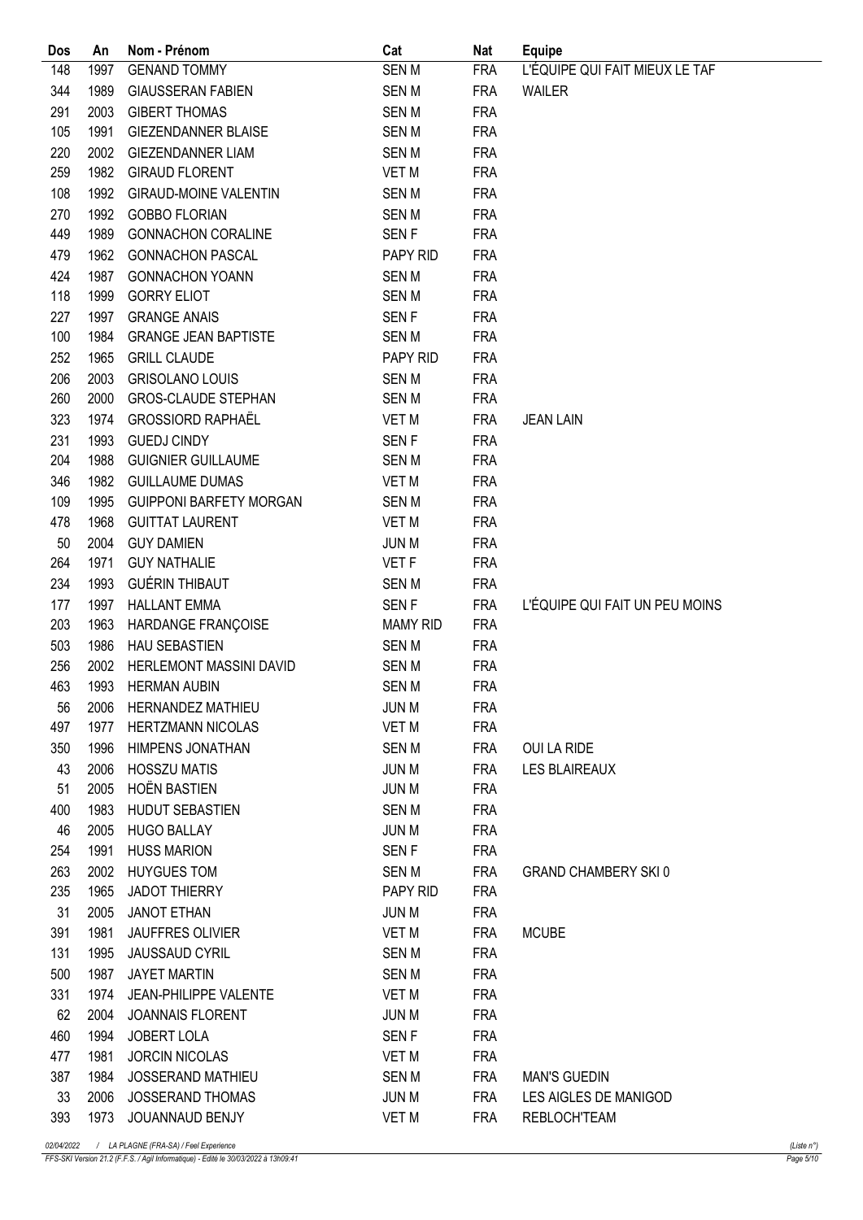| Dos | An | Nom - Prénom | Cat | Nat | Equipe |
|---|---|---|---|---|---|
| 148 | 1997 | GENAND TOMMY | SEN M | FRA | L'ÉQUIPE QUI FAIT MIEUX LE TAF |
| 344 | 1989 | GIAUSSERAN FABIEN | SEN M | FRA | WAILER |
| 291 | 2003 | GIBERT THOMAS | SEN M | FRA | |
| 105 | 1991 | GIEZENDANNER BLAISE | SEN M | FRA | |
| 220 | 2002 | GIEZENDANNER LIAM | SEN M | FRA | |
| 259 | 1982 | GIRAUD FLORENT | VET M | FRA | |
| 108 | 1992 | GIRAUD-MOINE VALENTIN | SEN M | FRA | |
| 270 | 1992 | GOBBO FLORIAN | SEN M | FRA | |
| 449 | 1989 | GONNACHON CORALINE | SEN F | FRA | |
| 479 | 1962 | GONNACHON PASCAL | PAPY RID | FRA | |
| 424 | 1987 | GONNACHON YOANN | SEN M | FRA | |
| 118 | 1999 | GORRY ELIOT | SEN M | FRA | |
| 227 | 1997 | GRANGE ANAIS | SEN F | FRA | |
| 100 | 1984 | GRANGE JEAN BAPTISTE | SEN M | FRA | |
| 252 | 1965 | GRILL CLAUDE | PAPY RID | FRA | |
| 206 | 2003 | GRISOLANO LOUIS | SEN M | FRA | |
| 260 | 2000 | GROS-CLAUDE STEPHAN | SEN M | FRA | |
| 323 | 1974 | GROSSIORD RAPHAËL | VET M | FRA | JEAN LAIN |
| 231 | 1993 | GUEDJ CINDY | SEN F | FRA | |
| 204 | 1988 | GUIGNIER GUILLAUME | SEN M | FRA | |
| 346 | 1982 | GUILLAUME DUMAS | VET M | FRA | |
| 109 | 1995 | GUIPPONI BARFETY MORGAN | SEN M | FRA | |
| 478 | 1968 | GUITTAT LAURENT | VET M | FRA | |
| 50 | 2004 | GUY DAMIEN | JUN M | FRA | |
| 264 | 1971 | GUY NATHALIE | VET F | FRA | |
| 234 | 1993 | GUÉRIN THIBAUT | SEN M | FRA | |
| 177 | 1997 | HALLANT EMMA | SEN F | FRA | L'ÉQUIPE QUI FAIT UN PEU MOINS |
| 203 | 1963 | HARDANGE FRANÇOISE | MAMY RID | FRA | |
| 503 | 1986 | HAU SEBASTIEN | SEN M | FRA | |
| 256 | 2002 | HERLEMONT MASSINI DAVID | SEN M | FRA | |
| 463 | 1993 | HERMAN AUBIN | SEN M | FRA | |
| 56 | 2006 | HERNANDEZ MATHIEU | JUN M | FRA | |
| 497 | 1977 | HERTZMANN NICOLAS | VET M | FRA | |
| 350 | 1996 | HIMPENS JONATHAN | SEN M | FRA | OUI LA RIDE |
| 43 | 2006 | HOSSZU MATIS | JUN M | FRA | LES BLAIREAUX |
| 51 | 2005 | HOËN BASTIEN | JUN M | FRA | |
| 400 | 1983 | HUDUT SEBASTIEN | SEN M | FRA | |
| 46 | 2005 | HUGO BALLAY | JUN M | FRA | |
| 254 | 1991 | HUSS MARION | SEN F | FRA | |
| 263 | 2002 | HUYGUES TOM | SEN M | FRA | GRAND CHAMBERY SKI 0 |
| 235 | 1965 | JADOT THIERRY | PAPY RID | FRA | |
| 31 | 2005 | JANOT ETHAN | JUN M | FRA | |
| 391 | 1981 | JAUFFRES OLIVIER | VET M | FRA | MCUBE |
| 131 | 1995 | JAUSSAUD CYRIL | SEN M | FRA | |
| 500 | 1987 | JAYET MARTIN | SEN M | FRA | |
| 331 | 1974 | JEAN-PHILIPPE VALENTE | VET M | FRA | |
| 62 | 2004 | JOANNAIS FLORENT | JUN M | FRA | |
| 460 | 1994 | JOBERT LOLA | SEN F | FRA | |
| 477 | 1981 | JORCIN NICOLAS | VET M | FRA | |
| 387 | 1984 | JOSSERAND MATHIEU | SEN M | FRA | MAN'S GUEDIN |
| 33 | 2006 | JOSSERAND THOMAS | JUN M | FRA | LES AIGLES DE MANIGOD |
| 393 | 1973 | JOUANNAUD BENJY | VET M | FRA | REBLOCH'TEAM |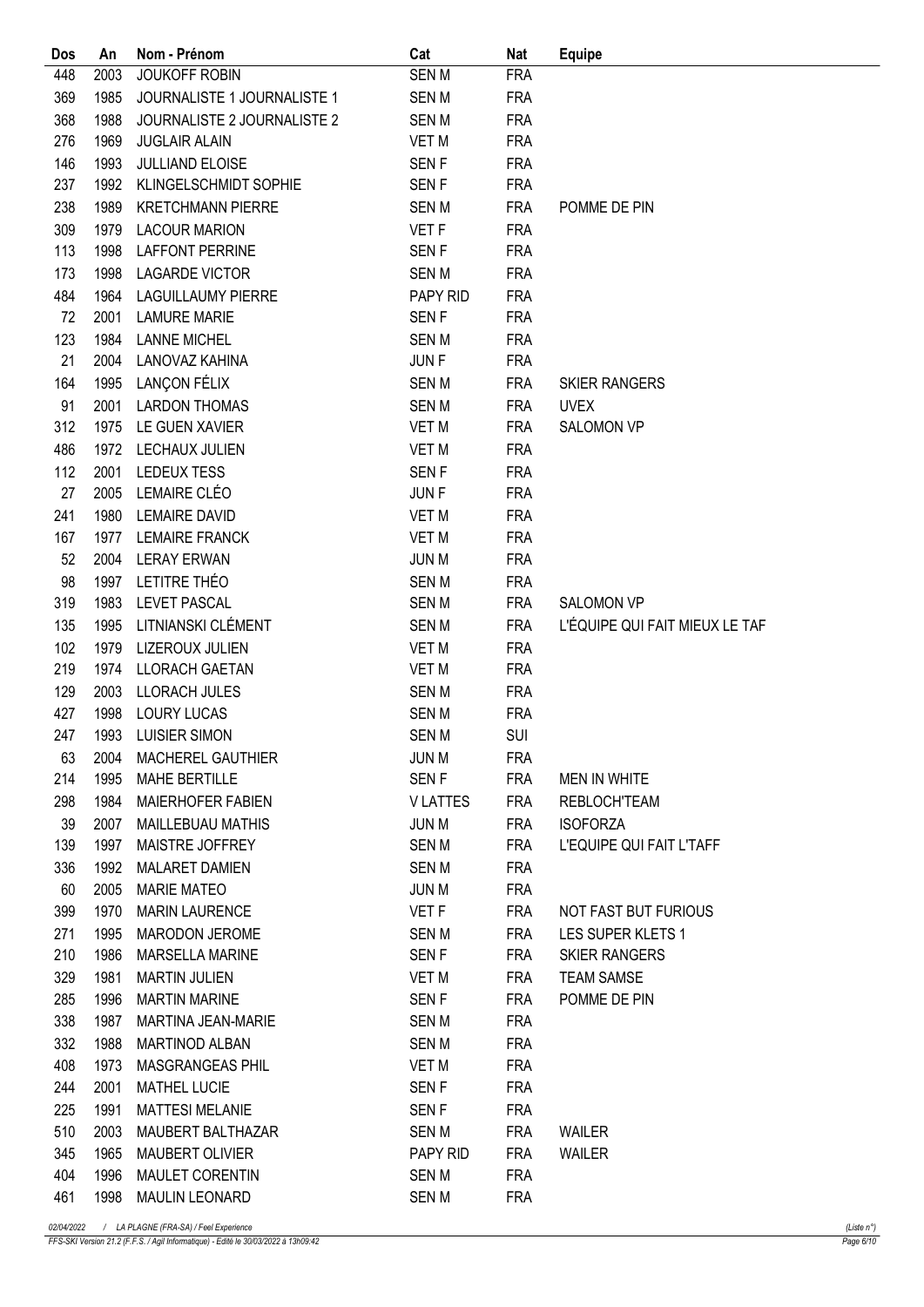| Dos | An | Nom - Prénom | Cat | Nat | Equipe |
|---|---|---|---|---|---|
| 448 | 2003 | JOUKOFF ROBIN | SEN M | FRA | |
| 369 | 1985 | JOURNALISTE 1 JOURNALISTE 1 | SEN M | FRA | |
| 368 | 1988 | JOURNALISTE 2 JOURNALISTE 2 | SEN M | FRA | |
| 276 | 1969 | JUGLAIR ALAIN | VET M | FRA | |
| 146 | 1993 | JULLIAND ELOISE | SEN F | FRA | |
| 237 | 1992 | KLINGELSCHMIDT SOPHIE | SEN F | FRA | |
| 238 | 1989 | KRETCHMANN PIERRE | SEN M | FRA | POMME DE PIN |
| 309 | 1979 | LACOUR MARION | VET F | FRA | |
| 113 | 1998 | LAFFONT PERRINE | SEN F | FRA | |
| 173 | 1998 | LAGARDE VICTOR | SEN M | FRA | |
| 484 | 1964 | LAGUILLAUMY PIERRE | PAPY RID | FRA | |
| 72 | 2001 | LAMURE MARIE | SEN F | FRA | |
| 123 | 1984 | LANNE MICHEL | SEN M | FRA | |
| 21 | 2004 | LANOVAZ KAHINA | JUN F | FRA | |
| 164 | 1995 | LANÇON FÉLIX | SEN M | FRA | SKIER RANGERS |
| 91 | 2001 | LARDON THOMAS | SEN M | FRA | UVEX |
| 312 | 1975 | LE GUEN XAVIER | VET M | FRA | SALOMON VP |
| 486 | 1972 | LECHAUX JULIEN | VET M | FRA | |
| 112 | 2001 | LEDEUX TESS | SEN F | FRA | |
| 27 | 2005 | LEMAIRE CLÉO | JUN F | FRA | |
| 241 | 1980 | LEMAIRE DAVID | VET M | FRA | |
| 167 | 1977 | LEMAIRE FRANCK | VET M | FRA | |
| 52 | 2004 | LERAY ERWAN | JUN M | FRA | |
| 98 | 1997 | LETITRE THÉO | SEN M | FRA | |
| 319 | 1983 | LEVET PASCAL | SEN M | FRA | SALOMON VP |
| 135 | 1995 | LITNIANSKI CLÉMENT | SEN M | FRA | L'ÉQUIPE QUI FAIT MIEUX LE TAF |
| 102 | 1979 | LIZEROUX JULIEN | VET M | FRA | |
| 219 | 1974 | LLORACH GAETAN | VET M | FRA | |
| 129 | 2003 | LLORACH JULES | SEN M | FRA | |
| 427 | 1998 | LOURY LUCAS | SEN M | FRA | |
| 247 | 1993 | LUISIER SIMON | SEN M | SUI | |
| 63 | 2004 | MACHEREL GAUTHIER | JUN M | FRA | |
| 214 | 1995 | MAHE BERTILLE | SEN F | FRA | MEN IN WHITE |
| 298 | 1984 | MAIERHOFER FABIEN | V LATTES | FRA | REBLOCH'TEAM |
| 39 | 2007 | MAILLEBUAU MATHIS | JUN M | FRA | ISOFORZA |
| 139 | 1997 | MAISTRE JOFFREY | SEN M | FRA | L'EQUIPE QUI FAIT L'TAFF |
| 336 | 1992 | MALARET DAMIEN | SEN M | FRA | |
| 60 | 2005 | MARIE MATEO | JUN M | FRA | |
| 399 | 1970 | MARIN LAURENCE | VET F | FRA | NOT FAST BUT FURIOUS |
| 271 | 1995 | MARODON JEROME | SEN M | FRA | LES SUPER KLETS 1 |
| 210 | 1986 | MARSELLA MARINE | SEN F | FRA | SKIER RANGERS |
| 329 | 1981 | MARTIN JULIEN | VET M | FRA | TEAM SAMSE |
| 285 | 1996 | MARTIN MARINE | SEN F | FRA | POMME DE PIN |
| 338 | 1987 | MARTINA JEAN-MARIE | SEN M | FRA | |
| 332 | 1988 | MARTINOD ALBAN | SEN M | FRA | |
| 408 | 1973 | MASGRANGEAS PHIL | VET M | FRA | |
| 244 | 2001 | MATHEL LUCIE | SEN F | FRA | |
| 225 | 1991 | MATTESI MELANIE | SEN F | FRA | |
| 510 | 2003 | MAUBERT BALTHAZAR | SEN M | FRA | WAILER |
| 345 | 1965 | MAUBERT OLIVIER | PAPY RID | FRA | WAILER |
| 404 | 1996 | MAULET CORENTIN | SEN M | FRA | |
| 461 | 1998 | MAULIN LEONARD | SEN M | FRA | |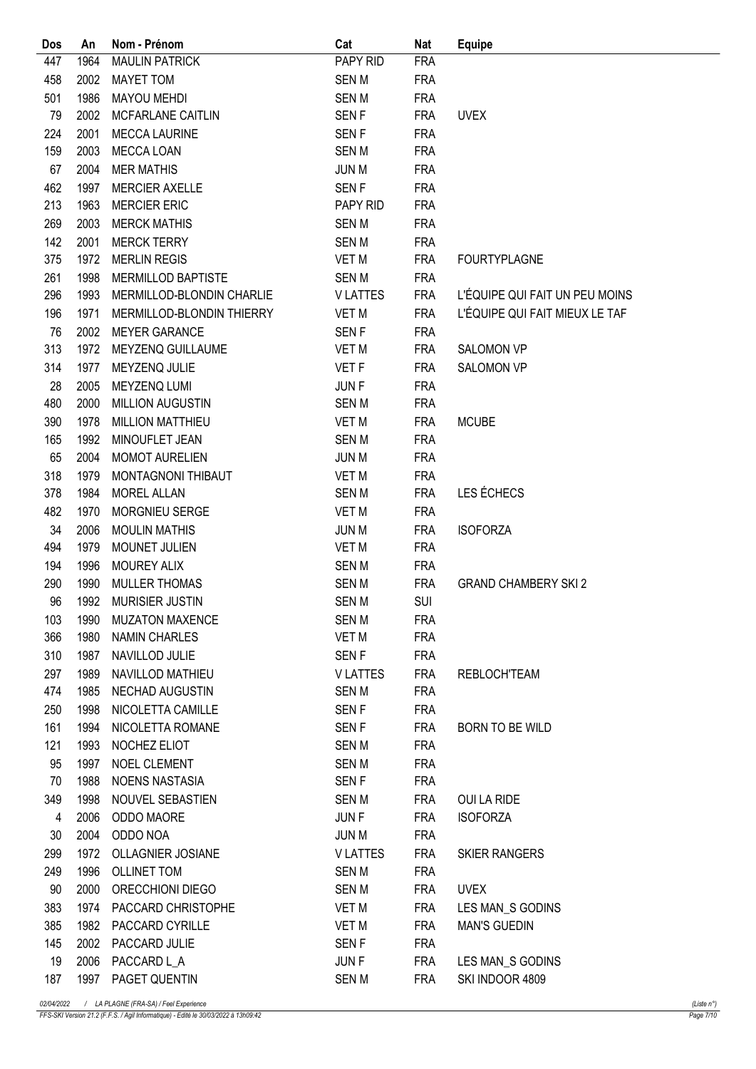| Dos | An | Nom - Prénom | Cat | Nat | Equipe |
|---|---|---|---|---|---|
| 447 | 1964 | MAULIN PATRICK | PAPY RID | FRA | |
| 458 | 2002 | MAYET TOM | SEN M | FRA | |
| 501 | 1986 | MAYOU MEHDI | SEN M | FRA | |
| 79 | 2002 | MCFARLANE CAITLIN | SEN F | FRA | UVEX |
| 224 | 2001 | MECCA LAURINE | SEN F | FRA | |
| 159 | 2003 | MECCA LOAN | SEN M | FRA | |
| 67 | 2004 | MER MATHIS | JUN M | FRA | |
| 462 | 1997 | MERCIER AXELLE | SEN F | FRA | |
| 213 | 1963 | MERCIER ERIC | PAPY RID | FRA | |
| 269 | 2003 | MERCK MATHIS | SEN M | FRA | |
| 142 | 2001 | MERCK TERRY | SEN M | FRA | |
| 375 | 1972 | MERLIN REGIS | VET M | FRA | FOURTYPLAGNE |
| 261 | 1998 | MERMILLOD BAPTISTE | SEN M | FRA | |
| 296 | 1993 | MERMILLOD-BLONDIN CHARLIE | V LATTES | FRA | L'ÉQUIPE QUI FAIT UN PEU MOINS |
| 196 | 1971 | MERMILLOD-BLONDIN THIERRY | VET M | FRA | L'ÉQUIPE QUI FAIT MIEUX LE TAF |
| 76 | 2002 | MEYER GARANCE | SEN F | FRA | |
| 313 | 1972 | MEYZENQ GUILLAUME | VET M | FRA | SALOMON VP |
| 314 | 1977 | MEYZENQ JULIE | VET F | FRA | SALOMON VP |
| 28 | 2005 | MEYZENQ LUMI | JUN F | FRA | |
| 480 | 2000 | MILLION AUGUSTIN | SEN M | FRA | |
| 390 | 1978 | MILLION MATTHIEU | VET M | FRA | MCUBE |
| 165 | 1992 | MINOUFLET JEAN | SEN M | FRA | |
| 65 | 2004 | MOMOT AURELIEN | JUN M | FRA | |
| 318 | 1979 | MONTAGNONI THIBAUT | VET M | FRA | |
| 378 | 1984 | MOREL ALLAN | SEN M | FRA | LES ÉCHECS |
| 482 | 1970 | MORGNIEU SERGE | VET M | FRA | |
| 34 | 2006 | MOULIN MATHIS | JUN M | FRA | ISOFORZA |
| 494 | 1979 | MOUNET JULIEN | VET M | FRA | |
| 194 | 1996 | MOUREY ALIX | SEN M | FRA | |
| 290 | 1990 | MULLER THOMAS | SEN M | FRA | GRAND CHAMBERY SKI 2 |
| 96 | 1992 | MURISIER JUSTIN | SEN M | SUI | |
| 103 | 1990 | MUZATON MAXENCE | SEN M | FRA | |
| 366 | 1980 | NAMIN CHARLES | VET M | FRA | |
| 310 | 1987 | NAVILLOD JULIE | SEN F | FRA | |
| 297 | 1989 | NAVILLOD MATHIEU | V LATTES | FRA | REBLOCH'TEAM |
| 474 | 1985 | NECHAD AUGUSTIN | SEN M | FRA | |
| 250 | 1998 | NICOLETTA CAMILLE | SEN F | FRA | |
| 161 | 1994 | NICOLETTA ROMANE | SEN F | FRA | BORN TO BE WILD |
| 121 | 1993 | NOCHEZ ELIOT | SEN M | FRA | |
| 95 | 1997 | NOEL CLEMENT | SEN M | FRA | |
| 70 | 1988 | NOENS NASTASIA | SEN F | FRA | |
| 349 | 1998 | NOUVEL SEBASTIEN | SEN M | FRA | OUI LA RIDE |
| 4 | 2006 | ODDO MAORE | JUN F | FRA | ISOFORZA |
| 30 | 2004 | ODDO NOA | JUN M | FRA | |
| 299 | 1972 | OLLAGNIER JOSIANE | V LATTES | FRA | SKIER RANGERS |
| 249 | 1996 | OLLINET TOM | SEN M | FRA | |
| 90 | 2000 | ORECCHIONI DIEGO | SEN M | FRA | UVEX |
| 383 | 1974 | PACCARD CHRISTOPHE | VET M | FRA | LES MAN_S GODINS |
| 385 | 1982 | PACCARD CYRILLE | VET M | FRA | MAN'S GUEDIN |
| 145 | 2002 | PACCARD JULIE | SEN F | FRA | |
| 19 | 2006 | PACCARD L_A | JUN F | FRA | LES MAN_S GODINS |
| 187 | 1997 | PAGET QUENTIN | SEN M | FRA | SKI INDOOR 4809 |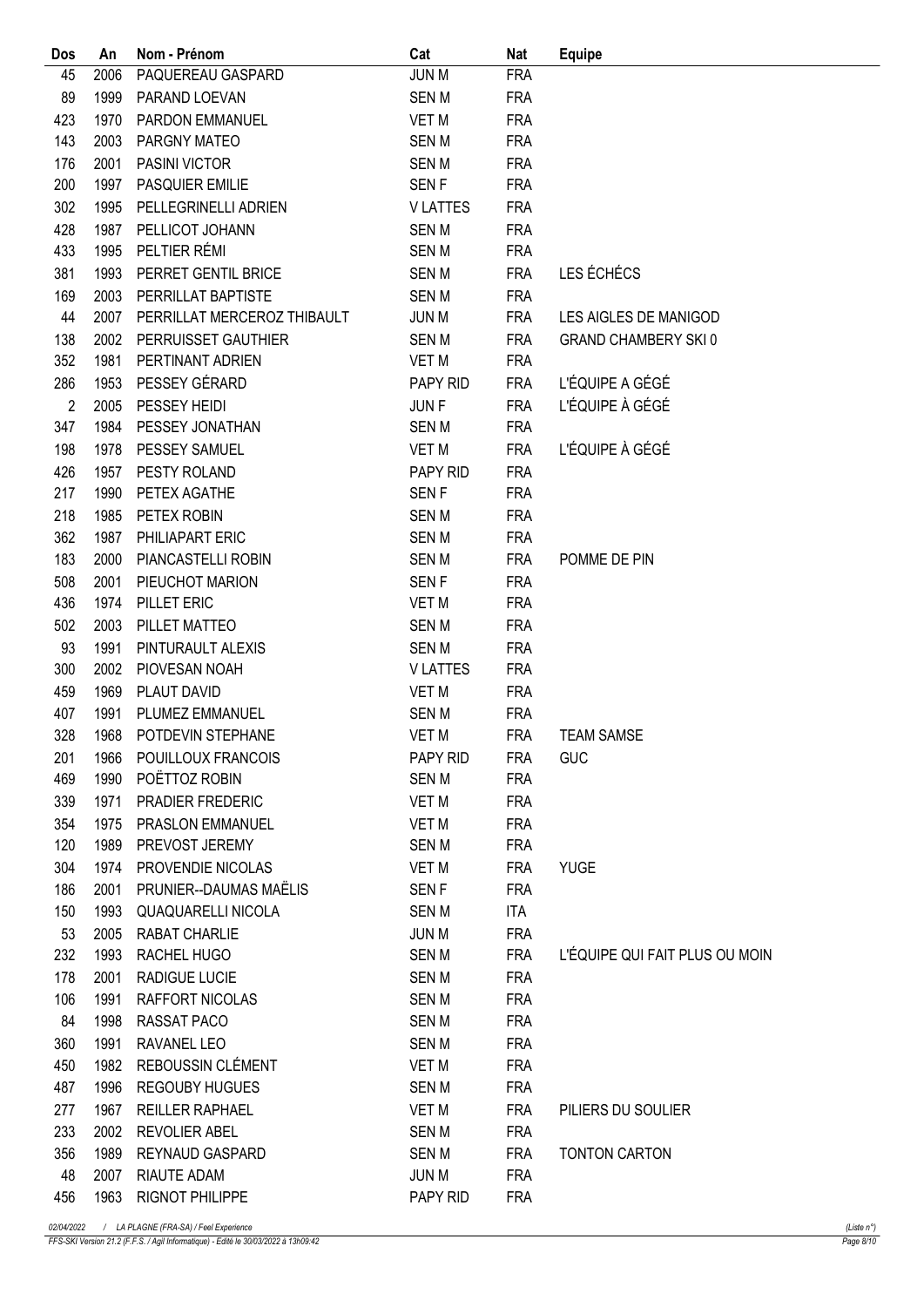| Dos | An | Nom - Prénom | Cat | Nat | Equipe |
|---|---|---|---|---|---|
| 45 | 2006 | PAQUEREAU GASPARD | JUN M | FRA | |
| 89 | 1999 | PARAND LOEVAN | SEN M | FRA | |
| 423 | 1970 | PARDON EMMANUEL | VET M | FRA | |
| 143 | 2003 | PARGNY MATEO | SEN M | FRA | |
| 176 | 2001 | PASINI VICTOR | SEN M | FRA | |
| 200 | 1997 | PASQUIER EMILIE | SEN F | FRA | |
| 302 | 1995 | PELLEGRINELLI ADRIEN | V LATTES | FRA | |
| 428 | 1987 | PELLICOT JOHANN | SEN M | FRA | |
| 433 | 1995 | PELTIER RÉMI | SEN M | FRA | |
| 381 | 1993 | PERRET GENTIL BRICE | SEN M | FRA | LES ÉCHÉCS |
| 169 | 2003 | PERRILLAT BAPTISTE | SEN M | FRA | |
| 44 | 2007 | PERRILLAT MERCEROZ THIBAULT | JUN M | FRA | LES AIGLES DE MANIGOD |
| 138 | 2002 | PERRUISSET GAUTHIER | SEN M | FRA | GRAND CHAMBERY SKI 0 |
| 352 | 1981 | PERTINANT ADRIEN | VET M | FRA | |
| 286 | 1953 | PESSEY GÉRARD | PAPY RID | FRA | L'ÉQUIPE A GÉGÉ |
| 2 | 2005 | PESSEY HEIDI | JUN F | FRA | L'ÉQUIPE À GÉGÉ |
| 347 | 1984 | PESSEY JONATHAN | SEN M | FRA | |
| 198 | 1978 | PESSEY SAMUEL | VET M | FRA | L'ÉQUIPE À GÉGÉ |
| 426 | 1957 | PESTY ROLAND | PAPY RID | FRA | |
| 217 | 1990 | PETEX AGATHE | SEN F | FRA | |
| 218 | 1985 | PETEX ROBIN | SEN M | FRA | |
| 362 | 1987 | PHILIAPART ERIC | SEN M | FRA | |
| 183 | 2000 | PIANCASTELLI ROBIN | SEN M | FRA | POMME DE PIN |
| 508 | 2001 | PIEUCHOT MARION | SEN F | FRA | |
| 436 | 1974 | PILLET ERIC | VET M | FRA | |
| 502 | 2003 | PILLET MATTEO | SEN M | FRA | |
| 93 | 1991 | PINTURAULT ALEXIS | SEN M | FRA | |
| 300 | 2002 | PIOVESAN NOAH | V LATTES | FRA | |
| 459 | 1969 | PLAUT DAVID | VET M | FRA | |
| 407 | 1991 | PLUMEZ EMMANUEL | SEN M | FRA | |
| 328 | 1968 | POTDEVIN STEPHANE | VET M | FRA | TEAM SAMSE |
| 201 | 1966 | POUILLOUX FRANCOIS | PAPY RID | FRA | GUC |
| 469 | 1990 | POËTTOZ ROBIN | SEN M | FRA | |
| 339 | 1971 | PRADIER FREDERIC | VET M | FRA | |
| 354 | 1975 | PRASLON EMMANUEL | VET M | FRA | |
| 120 | 1989 | PREVOST JEREMY | SEN M | FRA | |
| 304 | 1974 | PROVENDIE NICOLAS | VET M | FRA | YUGE |
| 186 | 2001 | PRUNIER--DAUMAS MAËLIS | SEN F | FRA | |
| 150 | 1993 | QUAQUARELLI NICOLA | SEN M | ITA | |
| 53 | 2005 | RABAT CHARLIE | JUN M | FRA | |
| 232 | 1993 | RACHEL HUGO | SEN M | FRA | L'ÉQUIPE QUI FAIT PLUS OU MOIN |
| 178 | 2001 | RADIGUE LUCIE | SEN M | FRA | |
| 106 | 1991 | RAFFORT NICOLAS | SEN M | FRA | |
| 84 | 1998 | RASSAT PACO | SEN M | FRA | |
| 360 | 1991 | RAVANEL LEO | SEN M | FRA | |
| 450 | 1982 | REBOUSSIN CLÉMENT | VET M | FRA | |
| 487 | 1996 | REGOUBY HUGUES | SEN M | FRA | |
| 277 | 1967 | REILLER RAPHAEL | VET M | FRA | PILIERS DU SOULIER |
| 233 | 2002 | REVOLIER ABEL | SEN M | FRA | |
| 356 | 1989 | REYNAUD GASPARD | SEN M | FRA | TONTON CARTON |
| 48 | 2007 | RIAUTE ADAM | JUN M | FRA | |
| 456 | 1963 | RIGNOT PHILIPPE | PAPY RID | FRA | |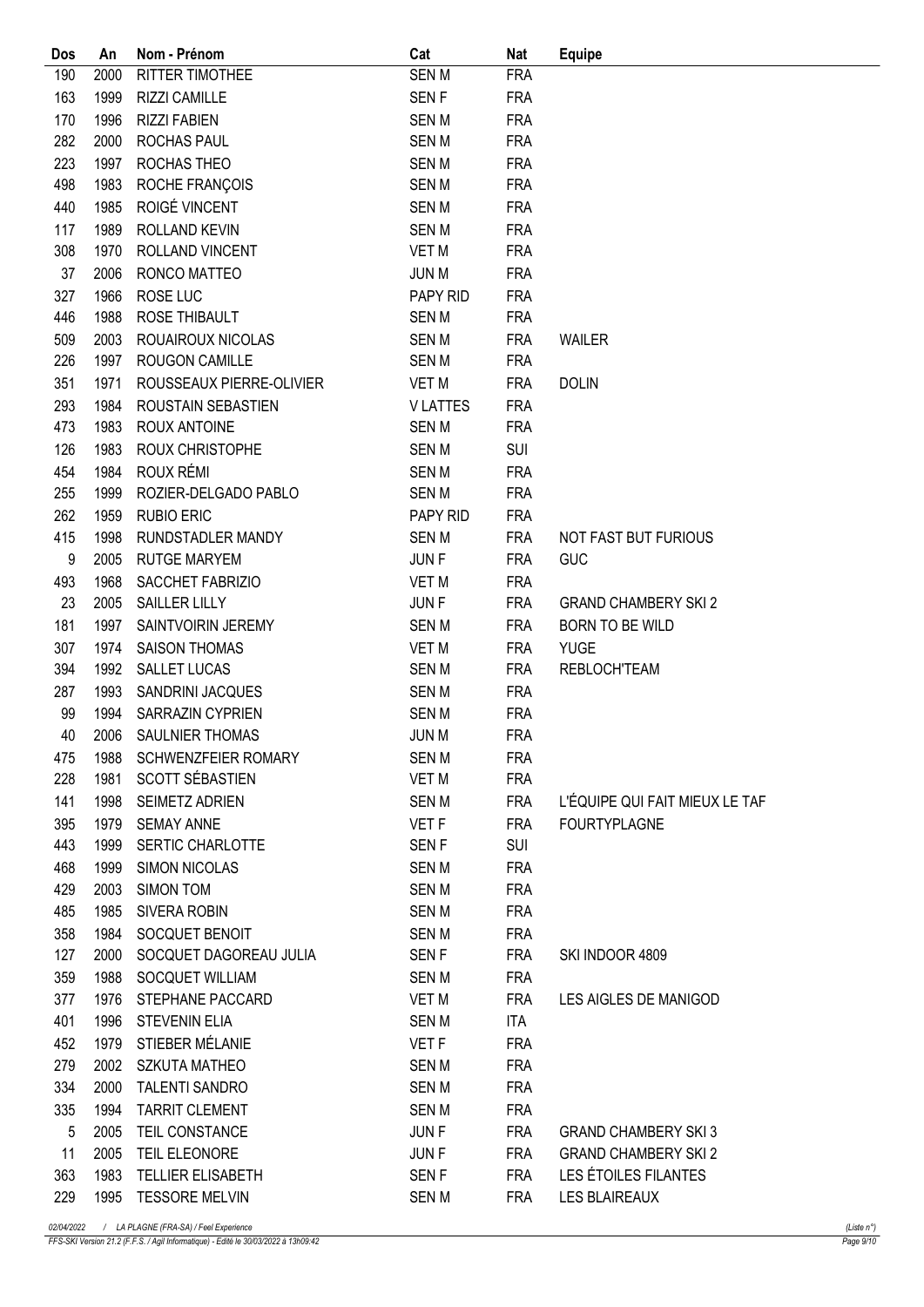| Dos | An | Nom - Prénom | Cat | Nat | Equipe |
|---|---|---|---|---|---|
| 190 | 2000 | RITTER TIMOTHEE | SEN M | FRA | |
| 163 | 1999 | RIZZI CAMILLE | SEN F | FRA | |
| 170 | 1996 | RIZZI FABIEN | SEN M | FRA | |
| 282 | 2000 | ROCHAS PAUL | SEN M | FRA | |
| 223 | 1997 | ROCHAS THEO | SEN M | FRA | |
| 498 | 1983 | ROCHE FRANÇOIS | SEN M | FRA | |
| 440 | 1985 | ROIGÉ VINCENT | SEN M | FRA | |
| 117 | 1989 | ROLLAND KEVIN | SEN M | FRA | |
| 308 | 1970 | ROLLAND VINCENT | VET M | FRA | |
| 37 | 2006 | RONCO MATTEO | JUN M | FRA | |
| 327 | 1966 | ROSE LUC | PAPY RID | FRA | |
| 446 | 1988 | ROSE THIBAULT | SEN M | FRA | |
| 509 | 2003 | ROUAIROUX NICOLAS | SEN M | FRA | WAILER |
| 226 | 1997 | ROUGON CAMILLE | SEN M | FRA | |
| 351 | 1971 | ROUSSEAUX PIERRE-OLIVIER | VET M | FRA | DOLIN |
| 293 | 1984 | ROUSTAIN SEBASTIEN | V LATTES | FRA | |
| 473 | 1983 | ROUX ANTOINE | SEN M | FRA | |
| 126 | 1983 | ROUX CHRISTOPHE | SEN M | SUI | |
| 454 | 1984 | ROUX RÉMI | SEN M | FRA | |
| 255 | 1999 | ROZIER-DELGADO PABLO | SEN M | FRA | |
| 262 | 1959 | RUBIO ERIC | PAPY RID | FRA | |
| 415 | 1998 | RUNDSTADLER MANDY | SEN M | FRA | NOT FAST BUT FURIOUS |
| 9 | 2005 | RUTGE MARYEM | JUN F | FRA | GUC |
| 493 | 1968 | SACCHET FABRIZIO | VET M | FRA | |
| 23 | 2005 | SAILLER LILLY | JUN F | FRA | GRAND CHAMBERY SKI 2 |
| 181 | 1997 | SAINTVOIRIN JEREMY | SEN M | FRA | BORN TO BE WILD |
| 307 | 1974 | SAISON THOMAS | VET M | FRA | YUGE |
| 394 | 1992 | SALLET LUCAS | SEN M | FRA | REBLOCH'TEAM |
| 287 | 1993 | SANDRINI JACQUES | SEN M | FRA | |
| 99 | 1994 | SARRAZIN CYPRIEN | SEN M | FRA | |
| 40 | 2006 | SAULNIER THOMAS | JUN M | FRA | |
| 475 | 1988 | SCHWENZFEIER ROMARY | SEN M | FRA | |
| 228 | 1981 | SCOTT SÉBASTIEN | VET M | FRA | |
| 141 | 1998 | SEIMETZ ADRIEN | SEN M | FRA | L'ÉQUIPE QUI FAIT MIEUX LE TAF |
| 395 | 1979 | SEMAY ANNE | VET F | FRA | FOURTYPLAGNE |
| 443 | 1999 | SERTIC CHARLOTTE | SEN F | SUI | |
| 468 | 1999 | SIMON NICOLAS | SEN M | FRA | |
| 429 | 2003 | SIMON TOM | SEN M | FRA | |
| 485 | 1985 | SIVERA ROBIN | SEN M | FRA | |
| 358 | 1984 | SOCQUET BENOIT | SEN M | FRA | |
| 127 | 2000 | SOCQUET DAGOREAU JULIA | SEN F | FRA | SKI INDOOR 4809 |
| 359 | 1988 | SOCQUET WILLIAM | SEN M | FRA | |
| 377 | 1976 | STEPHANE PACCARD | VET M | FRA | LES AIGLES DE MANIGOD |
| 401 | 1996 | STEVENIN ELIA | SEN M | ITA | |
| 452 | 1979 | STIEBER MÉLANIE | VET F | FRA | |
| 279 | 2002 | SZKUTA MATHEO | SEN M | FRA | |
| 334 | 2000 | TALENTI SANDRO | SEN M | FRA | |
| 335 | 1994 | TARRIT CLEMENT | SEN M | FRA | |
| 5 | 2005 | TEIL CONSTANCE | JUN F | FRA | GRAND CHAMBERY SKI 3 |
| 11 | 2005 | TEIL ELEONORE | JUN F | FRA | GRAND CHAMBERY SKI 2 |
| 363 | 1983 | TELLIER ELISABETH | SEN F | FRA | LES ÉTOILES FILANTES |
| 229 | 1995 | TESSORE MELVIN | SEN M | FRA | LES BLAIREAUX |

02/04/2022 / LA PLAGNE (FRA-SA) / Feel Experience (Liste n°)

FFS-SKI Version 21.2 (F.F.S. / Agil Informatique) - Edité le 30/03/2022 à 13h09:42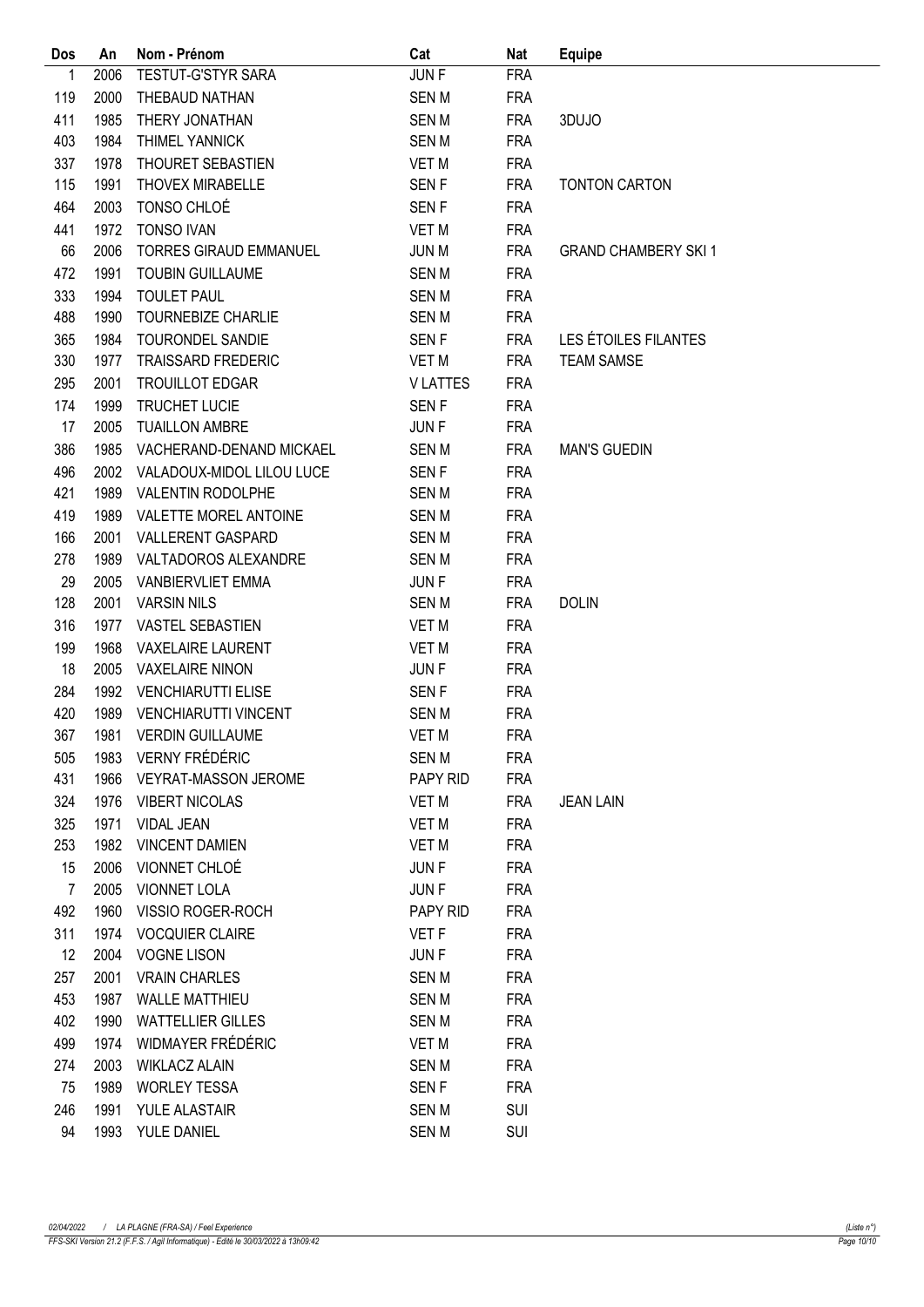| Dos | An | Nom - Prénom | Cat | Nat | Equipe |
|---|---|---|---|---|---|
| 1 | 2006 | TESTUT-G'STYR SARA | JUN F | FRA | |
| 119 | 2000 | THEBAUD NATHAN | SEN M | FRA | |
| 411 | 1985 | THERY JONATHAN | SEN M | FRA | 3DUJO |
| 403 | 1984 | THIMEL YANNICK | SEN M | FRA | |
| 337 | 1978 | THOURET SEBASTIEN | VET M | FRA | |
| 115 | 1991 | THOVEX MIRABELLE | SEN F | FRA | TONTON CARTON |
| 464 | 2003 | TONSO CHLOÉ | SEN F | FRA | |
| 441 | 1972 | TONSO IVAN | VET M | FRA | |
| 66 | 2006 | TORRES GIRAUD EMMANUEL | JUN M | FRA | GRAND CHAMBERY SKI 1 |
| 472 | 1991 | TOUBIN GUILLAUME | SEN M | FRA | |
| 333 | 1994 | TOULET PAUL | SEN M | FRA | |
| 488 | 1990 | TOURNEBIZE CHARLIE | SEN M | FRA | |
| 365 | 1984 | TOURONDEL SANDIE | SEN F | FRA | LES ÉTOILES FILANTES |
| 330 | 1977 | TRAISSARD FREDERIC | VET M | FRA | TEAM SAMSE |
| 295 | 2001 | TROUILLOT EDGAR | V LATTES | FRA | |
| 174 | 1999 | TRUCHET LUCIE | SEN F | FRA | |
| 17 | 2005 | TUAILLON AMBRE | JUN F | FRA | |
| 386 | 1985 | VACHERAND-DENAND MICKAEL | SEN M | FRA | MAN'S GUEDIN |
| 496 | 2002 | VALADOUX-MIDOL LILOU LUCE | SEN F | FRA | |
| 421 | 1989 | VALENTIN RODOLPHE | SEN M | FRA | |
| 419 | 1989 | VALETTE MOREL ANTOINE | SEN M | FRA | |
| 166 | 2001 | VALLERENT GASPARD | SEN M | FRA | |
| 278 | 1989 | VALTADOROS ALEXANDRE | SEN M | FRA | |
| 29 | 2005 | VANBIERVLIET EMMA | JUN F | FRA | |
| 128 | 2001 | VARSIN NILS | SEN M | FRA | DOLIN |
| 316 | 1977 | VASTEL SEBASTIEN | VET M | FRA | |
| 199 | 1968 | VAXELAIRE LAURENT | VET M | FRA | |
| 18 | 2005 | VAXELAIRE NINON | JUN F | FRA | |
| 284 | 1992 | VENCHIARUTTI ELISE | SEN F | FRA | |
| 420 | 1989 | VENCHIARUTTI VINCENT | SEN M | FRA | |
| 367 | 1981 | VERDIN GUILLAUME | VET M | FRA | |
| 505 | 1983 | VERNY FRÉDÉRIC | SEN M | FRA | |
| 431 | 1966 | VEYRAT-MASSON JEROME | PAPY RID | FRA | |
| 324 | 1976 | VIBERT NICOLAS | VET M | FRA | JEAN LAIN |
| 325 | 1971 | VIDAL JEAN | VET M | FRA | |
| 253 | 1982 | VINCENT DAMIEN | VET M | FRA | |
| 15 | 2006 | VIONNET CHLOÉ | JUN F | FRA | |
| 7 | 2005 | VIONNET LOLA | JUN F | FRA | |
| 492 | 1960 | VISSIO ROGER-ROCH | PAPY RID | FRA | |
| 311 | 1974 | VOCQUIER CLAIRE | VET F | FRA | |
| 12 | 2004 | VOGNE LISON | JUN F | FRA | |
| 257 | 2001 | VRAIN CHARLES | SEN M | FRA | |
| 453 | 1987 | WALLE MATTHIEU | SEN M | FRA | |
| 402 | 1990 | WATTELLIER GILLES | SEN M | FRA | |
| 499 | 1974 | WIDMAYER FRÉDÉRIC | VET M | FRA | |
| 274 | 2003 | WIKLACZ ALAIN | SEN M | FRA | |
| 75 | 1989 | WORLEY TESSA | SEN F | FRA | |
| 246 | 1991 | YULE ALASTAIR | SEN M | SUI | |
| 94 | 1993 | YULE DANIEL | SEN M | SUI | |

02/04/2022 / LA PLAGNE (FRA-SA) / Feel Experience (Liste n°)

FFS-SKI Version 21.2 (F.F.S. / Agil Informatique) - Edité le 30/03/2022 à 13h09:42